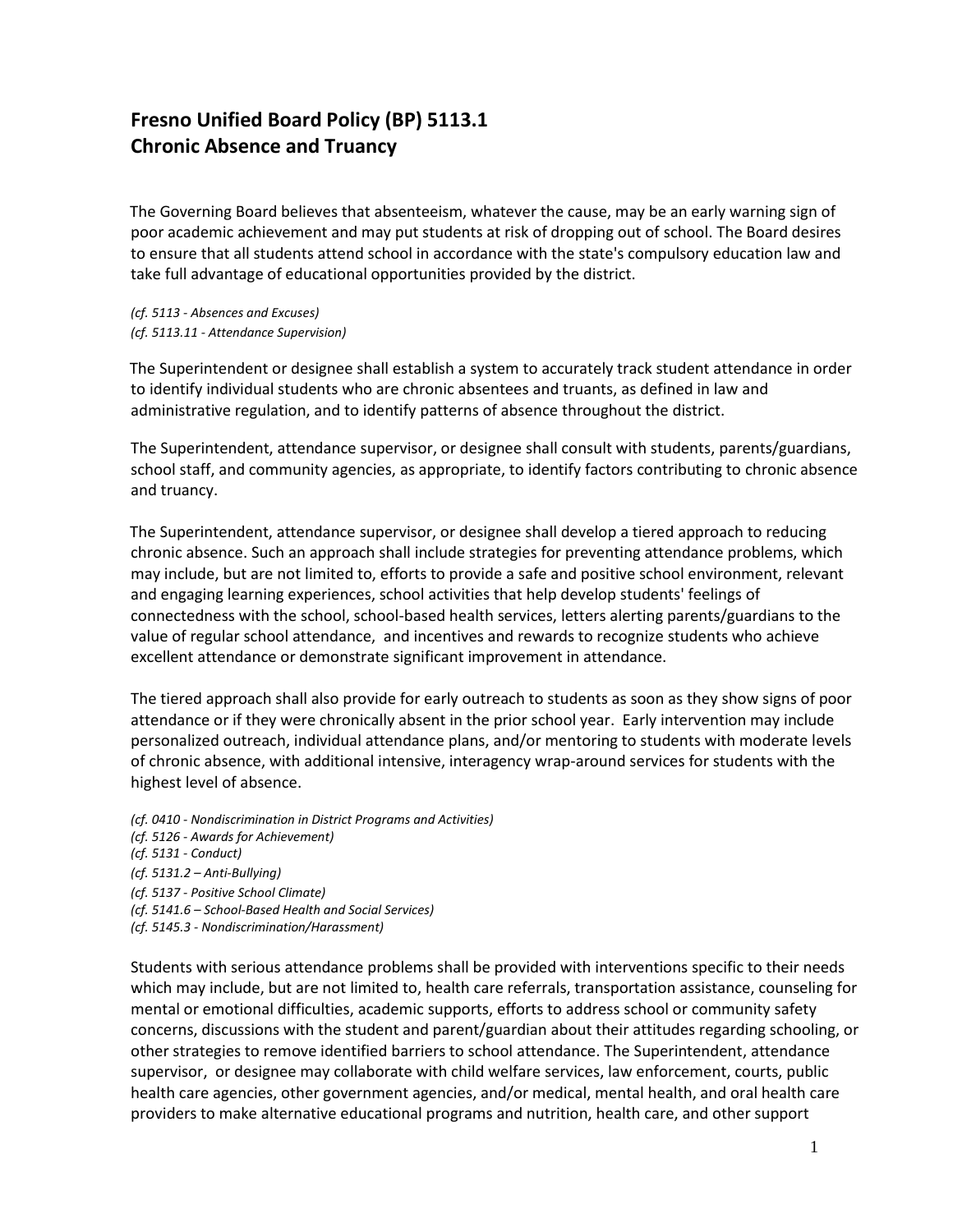# Fresno Unified Board Policy (BP) 5113.1
# Chronic Absence and Truancy

The Governing Board believes that absenteeism, whatever the cause, may be an early warning sign of poor academic achievement and may put students at risk of dropping out of school. The Board desires to ensure that all students attend school in accordance with the state's compulsory education law and take full advantage of educational opportunities provided by the district.

*(cf. 5113 - Absences and Excuses)*
*(cf. 5113.11 - Attendance Supervision)*

The Superintendent or designee shall establish a system to accurately track student attendance in order to identify individual students who are chronic absentees and truants, as defined in law and administrative regulation, and to identify patterns of absence throughout the district.

The Superintendent, attendance supervisor, or designee shall consult with students, parents/guardians, school staff, and community agencies, as appropriate, to identify factors contributing to chronic absence and truancy.

The Superintendent, attendance supervisor, or designee shall develop a tiered approach to reducing chronic absence. Such an approach shall include strategies for preventing attendance problems, which may include, but are not limited to, efforts to provide a safe and positive school environment, relevant and engaging learning experiences, school activities that help develop students' feelings of connectedness with the school, school-based health services, letters alerting parents/guardians to the value of regular school attendance, and incentives and rewards to recognize students who achieve excellent attendance or demonstrate significant improvement in attendance.

The tiered approach shall also provide for early outreach to students as soon as they show signs of poor attendance or if they were chronically absent in the prior school year. Early intervention may include personalized outreach, individual attendance plans, and/or mentoring to students with moderate levels of chronic absence, with additional intensive, interagency wrap-around services for students with the highest level of absence.

*(cf. 0410 - Nondiscrimination in District Programs and Activities)*
*(cf. 5126 - Awards for Achievement)*
*(cf. 5131 - Conduct)*
*(cf. 5131.2 – Anti-Bullying)*
*(cf. 5137 - Positive School Climate)*
*(cf. 5141.6 – School-Based Health and Social Services)*
*(cf. 5145.3 - Nondiscrimination/Harassment)*

Students with serious attendance problems shall be provided with interventions specific to their needs which may include, but are not limited to, health care referrals, transportation assistance, counseling for mental or emotional difficulties, academic supports, efforts to address school or community safety concerns, discussions with the student and parent/guardian about their attitudes regarding schooling, or other strategies to remove identified barriers to school attendance. The Superintendent, attendance supervisor, or designee may collaborate with child welfare services, law enforcement, courts, public health care agencies, other government agencies, and/or medical, mental health, and oral health care providers to make alternative educational programs and nutrition, health care, and other support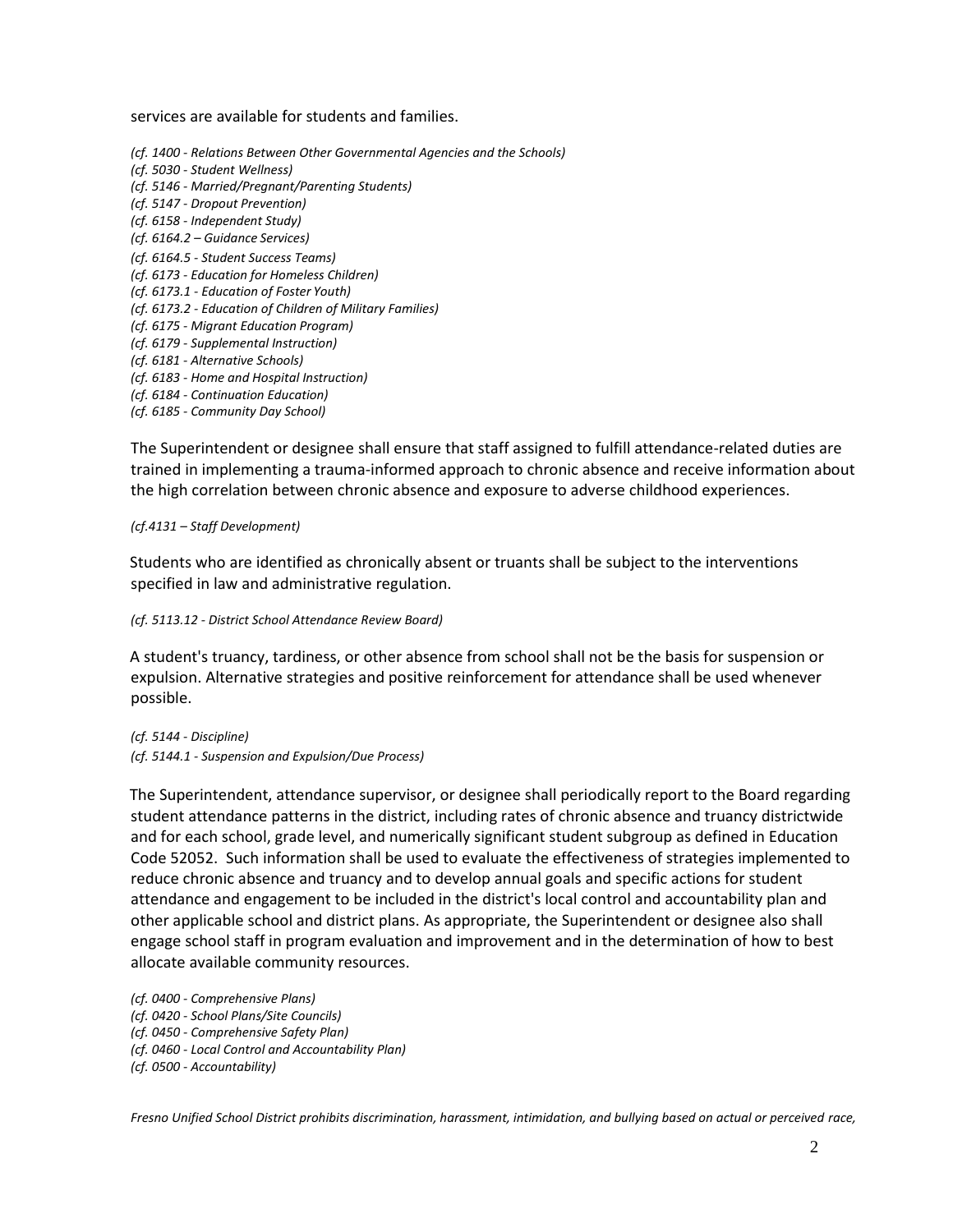services are available for students and families.

*(cf. 1400 - Relations Between Other Governmental Agencies and the Schools)*
*(cf. 5030 - Student Wellness)*
*(cf. 5146 - Married/Pregnant/Parenting Students)*
*(cf. 5147 - Dropout Prevention)*
*(cf. 6158 - Independent Study)*
*(cf. 6164.2 – Guidance Services)*
*(cf. 6164.5 - Student Success Teams)*
*(cf. 6173 - Education for Homeless Children)*
*(cf. 6173.1 - Education of Foster Youth)*
*(cf. 6173.2 - Education of Children of Military Families)*
*(cf. 6175 - Migrant Education Program)*
*(cf. 6179 - Supplemental Instruction)*
*(cf. 6181 - Alternative Schools)*
*(cf. 6183 - Home and Hospital Instruction)*
*(cf. 6184 - Continuation Education)*
*(cf. 6185 - Community Day School)*

The Superintendent or designee shall ensure that staff assigned to fulfill attendance-related duties are trained in implementing a trauma-informed approach to chronic absence and receive information about the high correlation between chronic absence and exposure to adverse childhood experiences.

*(cf.4131 – Staff Development)*

Students who are identified as chronically absent or truants shall be subject to the interventions specified in law and administrative regulation.

*(cf. 5113.12 - District School Attendance Review Board)*

A student's truancy, tardiness, or other absence from school shall not be the basis for suspension or expulsion. Alternative strategies and positive reinforcement for attendance shall be used whenever possible.

*(cf. 5144 - Discipline)*
*(cf. 5144.1 - Suspension and Expulsion/Due Process)*

The Superintendent, attendance supervisor, or designee shall periodically report to the Board regarding student attendance patterns in the district, including rates of chronic absence and truancy districtwide and for each school, grade level, and numerically significant student subgroup as defined in Education Code 52052. Such information shall be used to evaluate the effectiveness of strategies implemented to reduce chronic absence and truancy and to develop annual goals and specific actions for student attendance and engagement to be included in the district's local control and accountability plan and other applicable school and district plans. As appropriate, the Superintendent or designee also shall engage school staff in program evaluation and improvement and in the determination of how to best allocate available community resources.

*(cf. 0400 - Comprehensive Plans)*
*(cf. 0420 - School Plans/Site Councils)*
*(cf. 0450 - Comprehensive Safety Plan)*
*(cf. 0460 - Local Control and Accountability Plan)*
*(cf. 0500 - Accountability)*

*Fresno Unified School District prohibits discrimination, harassment, intimidation, and bullying based on actual or perceived race,*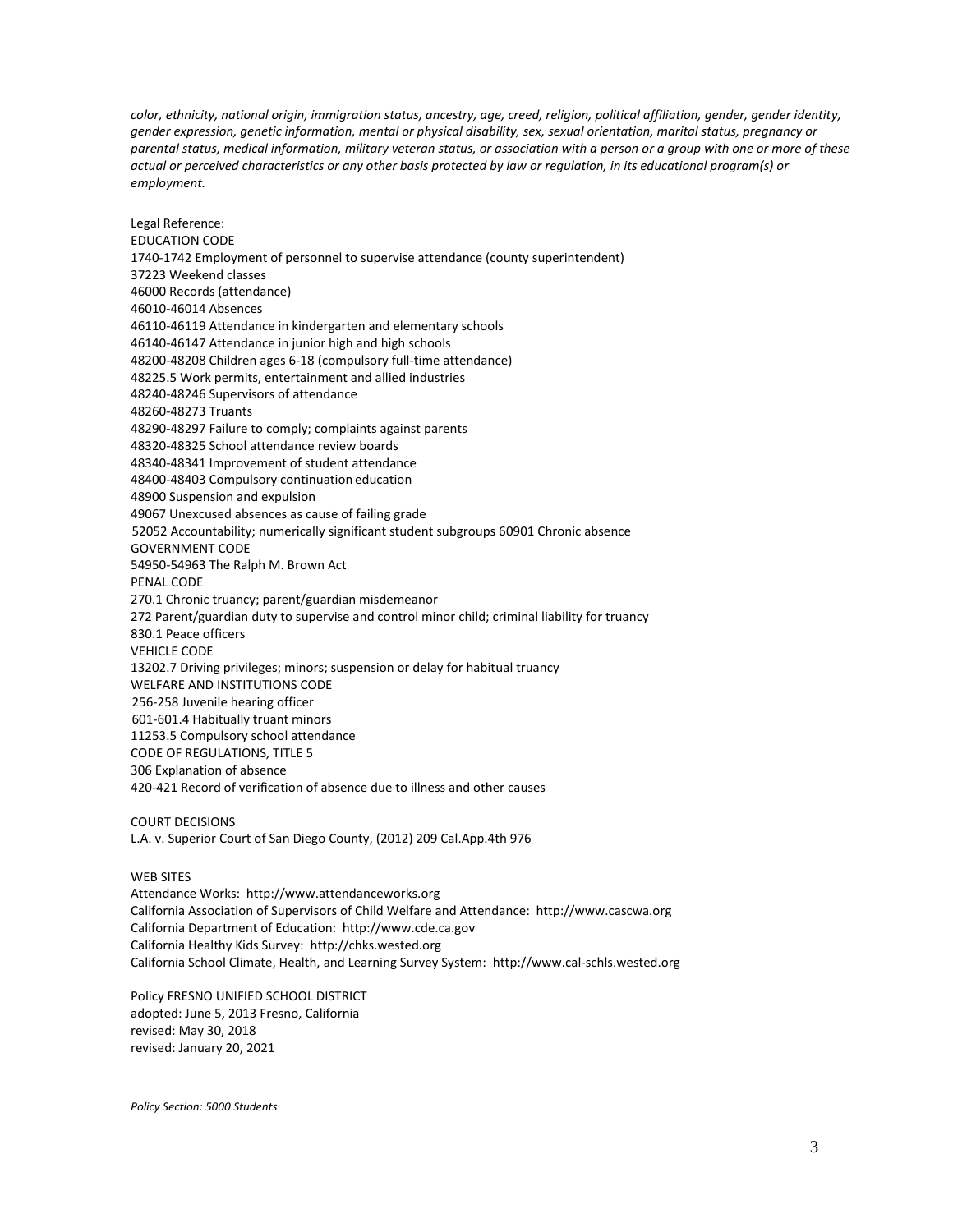*color, ethnicity, national origin, immigration status, ancestry, age, creed, religion, political affiliation, gender, gender identity, gender expression, genetic information, mental or physical disability, sex, sexual orientation, marital status, pregnancy or parental status, medical information, military veteran status, or association with a person or a group with one or more of these actual or perceived characteristics or any other basis protected by law or regulation, in its educational program(s) or employment.*

Legal Reference:
EDUCATION CODE
1740-1742 Employment of personnel to supervise attendance (county superintendent)
37223 Weekend classes
46000 Records (attendance)
46010-46014 Absences
46110-46119 Attendance in kindergarten and elementary schools
46140-46147 Attendance in junior high and high schools
48200-48208 Children ages 6-18 (compulsory full-time attendance)
48225.5 Work permits, entertainment and allied industries
48240-48246 Supervisors of attendance
48260-48273 Truants
48290-48297 Failure to comply; complaints against parents
48320-48325 School attendance review boards
48340-48341 Improvement of student attendance
48400-48403 Compulsory continuation education
48900 Suspension and expulsion
49067 Unexcused absences as cause of failing grade
52052 Accountability; numerically significant student subgroups 60901 Chronic absence
GOVERNMENT CODE
54950-54963 The Ralph M. Brown Act
PENAL CODE
270.1 Chronic truancy; parent/guardian misdemeanor
272 Parent/guardian duty to supervise and control minor child; criminal liability for truancy
830.1 Peace officers
VEHICLE CODE
13202.7 Driving privileges; minors; suspension or delay for habitual truancy
WELFARE AND INSTITUTIONS CODE
256-258 Juvenile hearing officer
601-601.4 Habitually truant minors
11253.5 Compulsory school attendance
CODE OF REGULATIONS, TITLE 5
306 Explanation of absence
420-421 Record of verification of absence due to illness and other causes

COURT DECISIONS
L.A. v. Superior Court of San Diego County, (2012) 209 Cal.App.4th 976

WEB SITES
Attendance Works: http://www.attendanceworks.org
California Association of Supervisors of Child Welfare and Attendance: http://www.cascwa.org
California Department of Education: http://www.cde.ca.gov
California Healthy Kids Survey: http://chks.wested.org
California School Climate, Health, and Learning Survey System: http://www.cal-schls.wested.org

Policy FRESNO UNIFIED SCHOOL DISTRICT
adopted: June 5, 2013 Fresno, California
revised: May 30, 2018
revised: January 20, 2021

*Policy Section: 5000 Students*